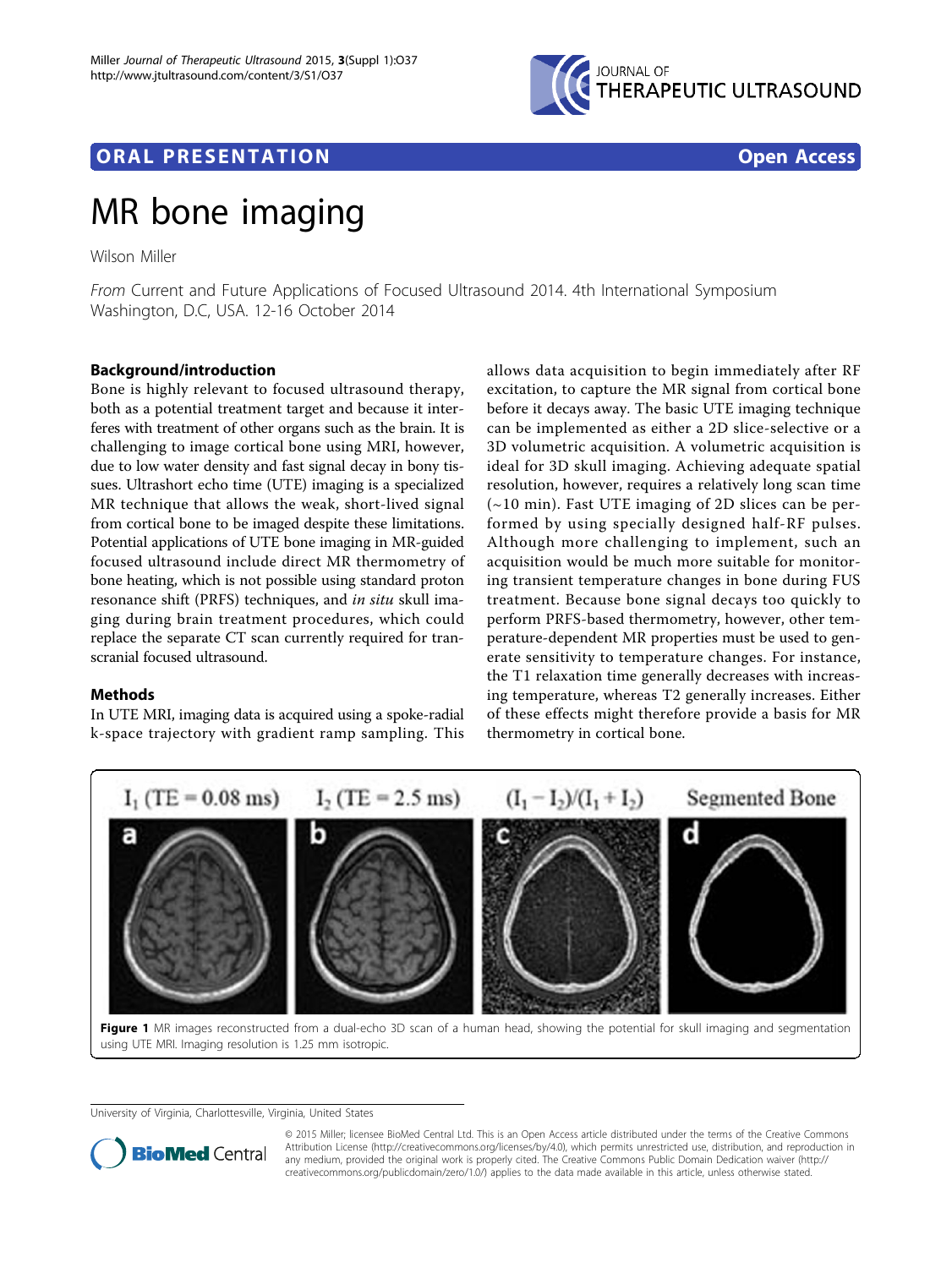# ORAL PRESENTATION

**Open Access**

# MR bone imaging

Wilson Miller

*From* Current and Future Applications of Focused Ultrasound 2014. 4th International Symposium
Washington, D.C, USA. 12-16 October 2014

## Background/introduction

Bone is highly relevant to focused ultrasound therapy, both as a potential treatment target and because it interferes with treatment of other organs such as the brain. It is challenging to image cortical bone using MRI, however, due to low water density and fast signal decay in bony tissues. Ultrashort echo time (UTE) imaging is a specialized MR technique that allows the weak, short-lived signal from cortical bone to be imaged despite these limitations. Potential applications of UTE bone imaging in MR-guided focused ultrasound include direct MR thermometry of bone heating, which is not possible using standard proton resonance shift (PRFS) techniques, and *in situ* skull imaging during brain treatment procedures, which could replace the separate CT scan currently required for transcranial focused ultrasound.

## Methods

In UTE MRI, imaging data is acquired using a spoke-radial k-space trajectory with gradient ramp sampling. This allows data acquisition to begin immediately after RF excitation, to capture the MR signal from cortical bone before it decays away. The basic UTE imaging technique can be implemented as either a 2D slice-selective or a 3D volumetric acquisition. A volumetric acquisition is ideal for 3D skull imaging. Achieving adequate spatial resolution, however, requires a relatively long scan time (~10 min). Fast UTE imaging of 2D slices can be performed by using specially designed half-RF pulses. Although more challenging to implement, such an acquisition would be much more suitable for monitoring transient temperature changes in bone during FUS treatment. Because bone signal decays too quickly to perform PRFS-based thermometry, however, other temperature-dependent MR properties must be used to generate sensitivity to temperature changes. For instance, the T1 relaxation time generally decreases with increasing temperature, whereas T2 generally increases. Either of these effects might therefore provide a basis for MR thermometry in cortical bone.

**Figure 1** MR images reconstructed from a dual-echo 3D scan of a human head, showing the potential for skull imaging and segmentation using UTE MRI. Imaging resolution is 1.25 mm isotropic.

University of Virginia, Charlottesville, Virginia, United States

© 2015 Miller; licensee BioMed Central Ltd. This is an Open Access article distributed under the terms of the Creative Commons Attribution License (http://creativecommons.org/licenses/by/4.0), which permits unrestricted use, distribution, and reproduction in any medium, provided the original work is properly cited. The Creative Commons Public Domain Dedication waiver (http://creativecommons.org/publicdomain/zero/1.0/) applies to the data made available in this article, unless otherwise stated.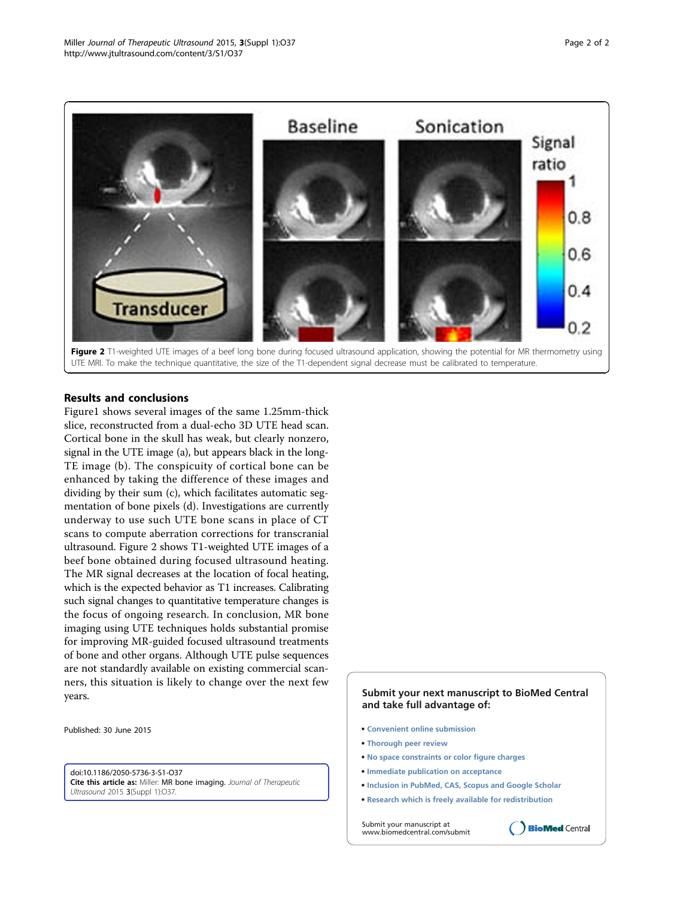Baseline

Sonication

Signal ratio

1

0.8

0.6

0.4

0.2

Transducer

**Figure 2** T1-weighted UTE images of a beef long bone during focused ultrasound application, showing the potential for MR thermometry using UTE MRI. To make the technique quantitative, the size of the T1-dependent signal decrease must be calibrated to temperature.

## Results and conclusions

Figure1 shows several images of the same 1.25mm-thick slice, reconstructed from a dual-echo 3D UTE head scan. Cortical bone in the skull has weak, but clearly nonzero, signal in the UTE image (a), but appears black in the long-TE image (b). The conspicuity of cortical bone can be enhanced by taking the difference of these images and dividing by their sum (c), which facilitates automatic segmentation of bone pixels (d). Investigations are currently underway to use such UTE bone scans in place of CT scans to compute aberration corrections for transcranial ultrasound. Figure 2 shows T1-weighted UTE images of a beef bone obtained during focused ultrasound heating. The MR signal decreases at the location of focal heating, which is the expected behavior as T1 increases. Calibrating such signal changes to quantitative temperature changes is the focus of ongoing research. In conclusion, MR bone imaging using UTE techniques holds substantial promise for improving MR-guided focused ultrasound treatments of bone and other organs. Although UTE pulse sequences are not standardly available on existing commercial scanners, this situation is likely to change over the next few years.

Published: 30 June 2015

doi:10.1186/2050-5736-3-S1-O37
**Cite this article as:** Miller: MR bone imaging. *Journal of Therapeutic Ultrasound* 2015 **3**(Suppl 1):O37.

**Submit your next manuscript to BioMed Central and take full advantage of:**

- Convenient online submission
- Thorough peer review
- No space constraints or color figure charges
- Immediate publication on acceptance
- Inclusion in PubMed, CAS, Scopus and Google Scholar
- Research which is freely available for redistribution

Submit your manuscript at www.biomedcentral.com/submit

BioMed Central